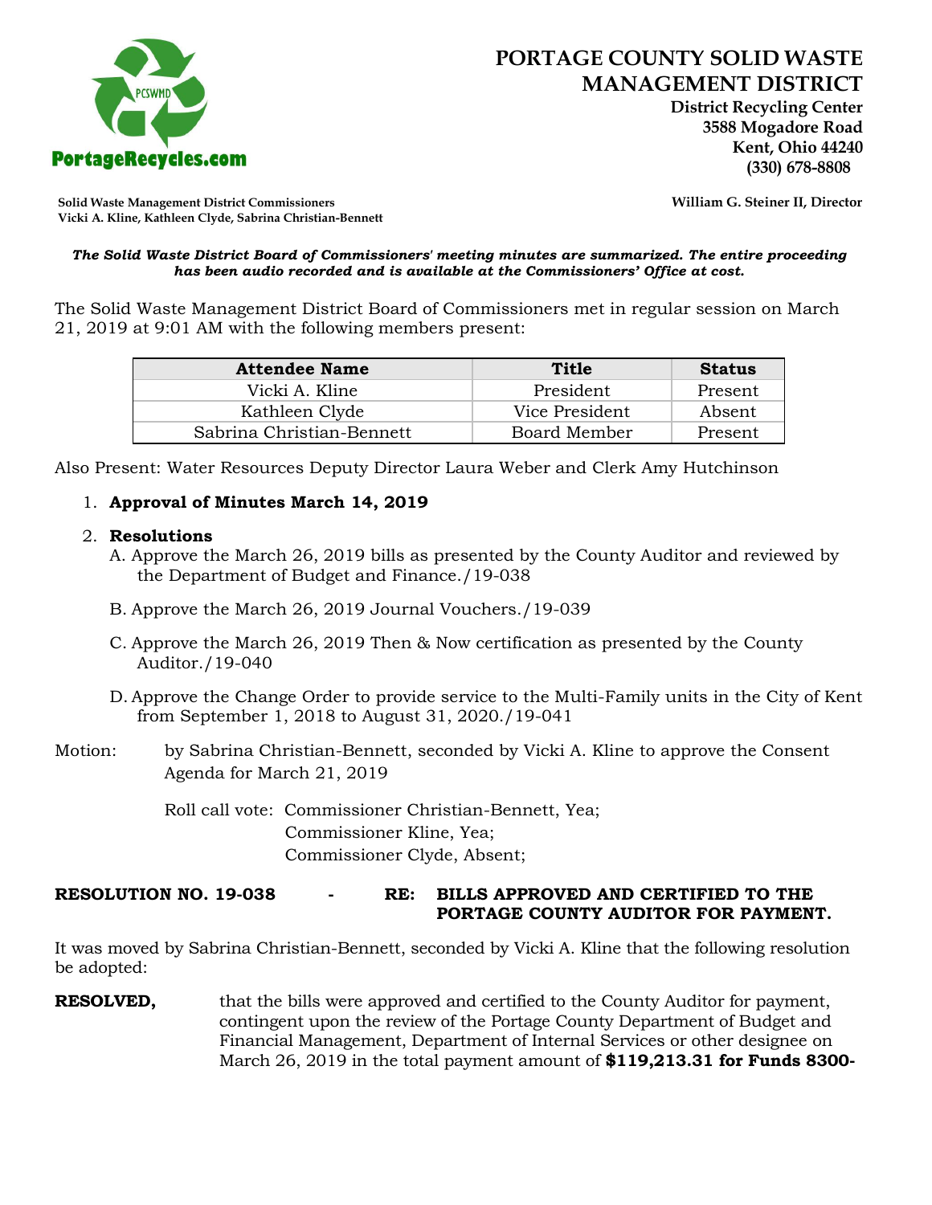# PORTAGE COUNTY SOLID WASTE MANAGEMENT DISTRICT

**District Recycling Center**
**3588 Mogadore Road**
**Kent, Ohio 44240**
**(330) 678-8808**

PortageRecycles.com

**Solid Waste Management District Commissioners**
**Vicki A. Kline, Kathleen Clyde, Sabrina Christian-Bennett**

**William G. Steiner II, Director**

***The Solid Waste District Board of Commissioners' meeting minutes are summarized. The entire proceeding has been audio recorded and is available at the Commissioners' Office at cost.***

The Solid Waste Management District Board of Commissioners met in regular session on March 21, 2019 at 9:01 AM with the following members present:

| Attendee Name | Title | Status |
|---|---|---|
| Vicki A. Kline | President | Present |
| Kathleen Clyde | Vice President | Absent |
| Sabrina Christian-Bennett | Board Member | Present |

Also Present: Water Resources Deputy Director Laura Weber and Clerk Amy Hutchinson

1. **Approval of Minutes March 14, 2019**

2. **Resolutions**
   A. Approve the March 26, 2019 bills as presented by the County Auditor and reviewed by the Department of Budget and Finance./19-038

   B. Approve the March 26, 2019 Journal Vouchers./19-039

   C. Approve the March 26, 2019 Then & Now certification as presented by the County Auditor./19-040

   D. Approve the Change Order to provide service to the Multi-Family units in the City of Kent from September 1, 2018 to August 31, 2020./19-041

Motion: by Sabrina Christian-Bennett, seconded by Vicki A. Kline to approve the Consent Agenda for March 21, 2019

Roll call vote: Commissioner Christian-Bennett, Yea;
Commissioner Kline, Yea;
Commissioner Clyde, Absent;

**RESOLUTION NO. 19-038 - RE: BILLS APPROVED AND CERTIFIED TO THE PORTAGE COUNTY AUDITOR FOR PAYMENT.**

It was moved by Sabrina Christian-Bennett, seconded by Vicki A. Kline that the following resolution be adopted:

**RESOLVED,** that the bills were approved and certified to the County Auditor for payment, contingent upon the review of the Portage County Department of Budget and Financial Management, Department of Internal Services or other designee on March 26, 2019 in the total payment amount of **$119,213.31 for Funds 8300-**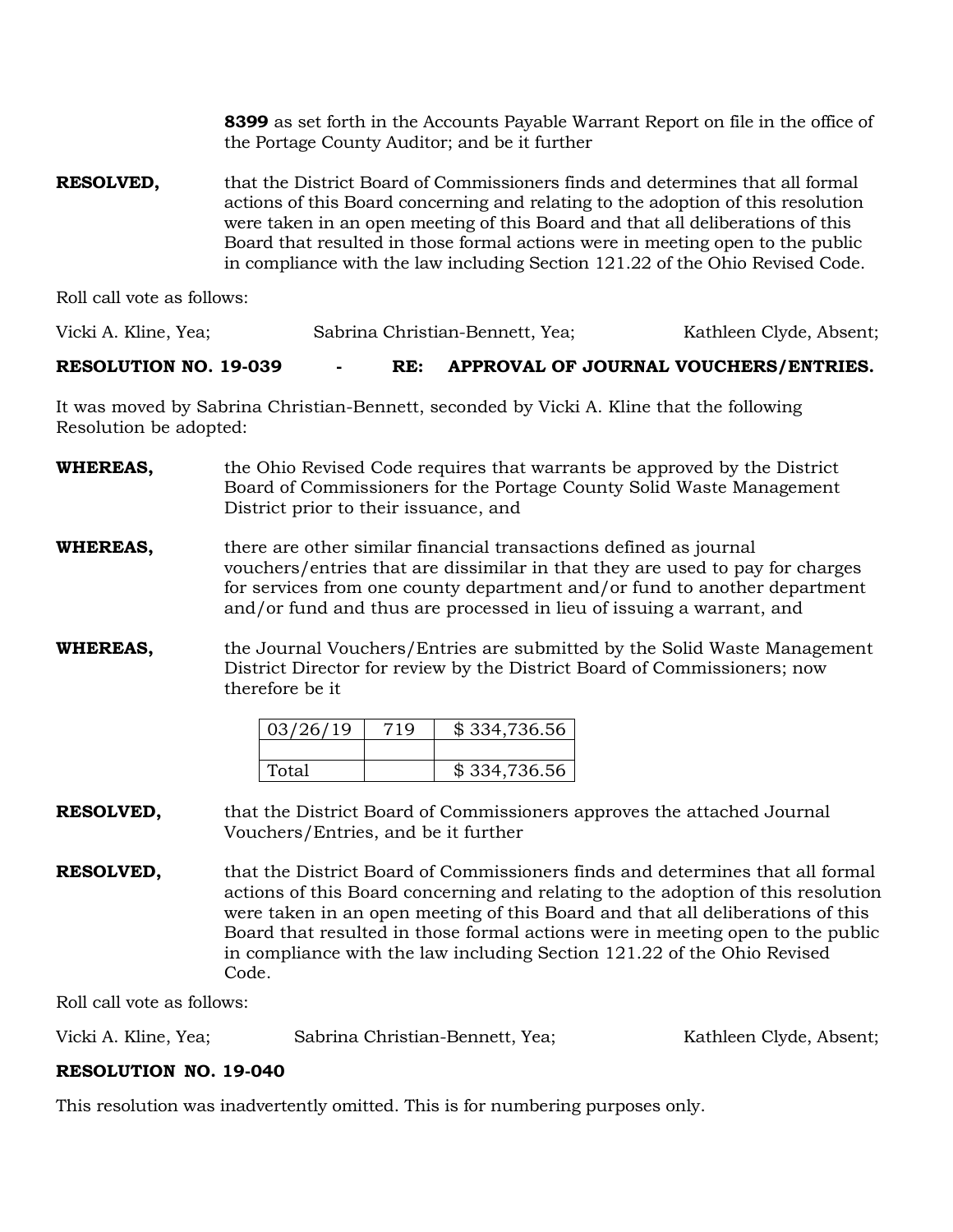**8399** as set forth in the Accounts Payable Warrant Report on file in the office of the Portage County Auditor; and be it further

**RESOLVED,** that the District Board of Commissioners finds and determines that all formal actions of this Board concerning and relating to the adoption of this resolution were taken in an open meeting of this Board and that all deliberations of this Board that resulted in those formal actions were in meeting open to the public in compliance with the law including Section 121.22 of the Ohio Revised Code.

Roll call vote as follows:

Vicki A. Kline, Yea; Sabrina Christian-Bennett, Yea; Kathleen Clyde, Absent;

**RESOLUTION NO. 19-039 - RE: APPROVAL OF JOURNAL VOUCHERS/ENTRIES.**

It was moved by Sabrina Christian-Bennett, seconded by Vicki A. Kline that the following Resolution be adopted:

**WHEREAS,** the Ohio Revised Code requires that warrants be approved by the District Board of Commissioners for the Portage County Solid Waste Management District prior to their issuance, and

**WHEREAS,** there are other similar financial transactions defined as journal vouchers/entries that are dissimilar in that they are used to pay for charges for services from one county department and/or fund to another department and/or fund and thus are processed in lieu of issuing a warrant, and

**WHEREAS,** the Journal Vouchers/Entries are submitted by the Solid Waste Management District Director for review by the District Board of Commissioners; now therefore be it

| 03/26/19 | 719 | $ 334,736.56 |
|---|---|---|
| | | |
| Total | | $ 334,736.56 |

**RESOLVED,** that the District Board of Commissioners approves the attached Journal Vouchers/Entries, and be it further

**RESOLVED,** that the District Board of Commissioners finds and determines that all formal actions of this Board concerning and relating to the adoption of this resolution were taken in an open meeting of this Board and that all deliberations of this Board that resulted in those formal actions were in meeting open to the public in compliance with the law including Section 121.22 of the Ohio Revised Code.

Roll call vote as follows:

Vicki A. Kline, Yea; Sabrina Christian-Bennett, Yea; Kathleen Clyde, Absent;

**RESOLUTION NO. 19-040**

This resolution was inadvertently omitted. This is for numbering purposes only.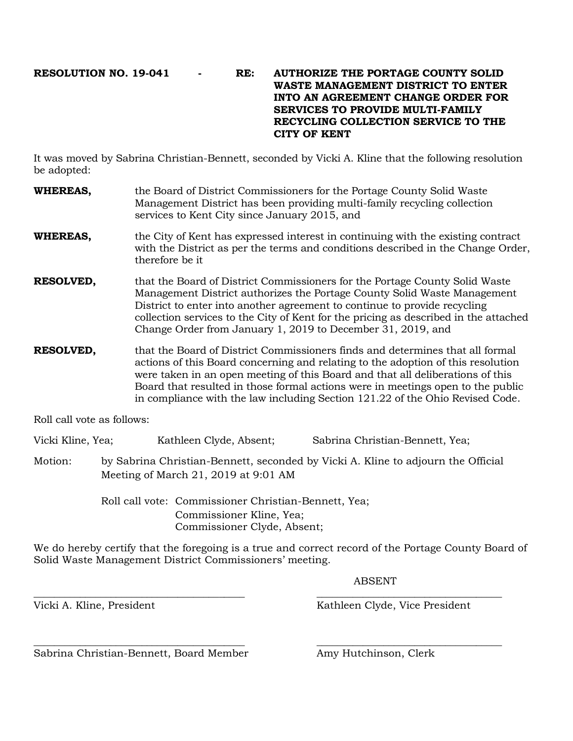**RESOLUTION NO. 19-041 - RE: AUTHORIZE THE PORTAGE COUNTY SOLID WASTE MANAGEMENT DISTRICT TO ENTER INTO AN AGREEMENT CHANGE ORDER FOR SERVICES TO PROVIDE MULTI-FAMILY RECYCLING COLLECTION SERVICE TO THE CITY OF KENT**

It was moved by Sabrina Christian-Bennett, seconded by Vicki A. Kline that the following resolution be adopted:

**WHEREAS,** the Board of District Commissioners for the Portage County Solid Waste Management District has been providing multi-family recycling collection services to Kent City since January 2015, and

**WHEREAS,** the City of Kent has expressed interest in continuing with the existing contract with the District as per the terms and conditions described in the Change Order, therefore be it

**RESOLVED,** that the Board of District Commissioners for the Portage County Solid Waste Management District authorizes the Portage County Solid Waste Management District to enter into another agreement to continue to provide recycling collection services to the City of Kent for the pricing as described in the attached Change Order from January 1, 2019 to December 31, 2019, and

**RESOLVED,** that the Board of District Commissioners finds and determines that all formal actions of this Board concerning and relating to the adoption of this resolution were taken in an open meeting of this Board and that all deliberations of this Board that resulted in those formal actions were in meetings open to the public in compliance with the law including Section 121.22 of the Ohio Revised Code.

Roll call vote as follows:

Vicki Kline, Yea; Kathleen Clyde, Absent; Sabrina Christian-Bennett, Yea;

Motion: by Sabrina Christian-Bennett, seconded by Vicki A. Kline to adjourn the Official Meeting of March 21, 2019 at 9:01 AM

Roll call vote: Commissioner Christian-Bennett, Yea;
Commissioner Kline, Yea;
Commissioner Clyde, Absent;

We do hereby certify that the foregoing is a true and correct record of the Portage County Board of Solid Waste Management District Commissioners' meeting.

| | |
|---|---|
| | ABSENT |
| ______________________________ | ______________________________ |
| Vicki A. Kline, President | Kathleen Clyde, Vice President |
| ______________________________ | ______________________________ |
| Sabrina Christian-Bennett, Board Member | Amy Hutchinson, Clerk |